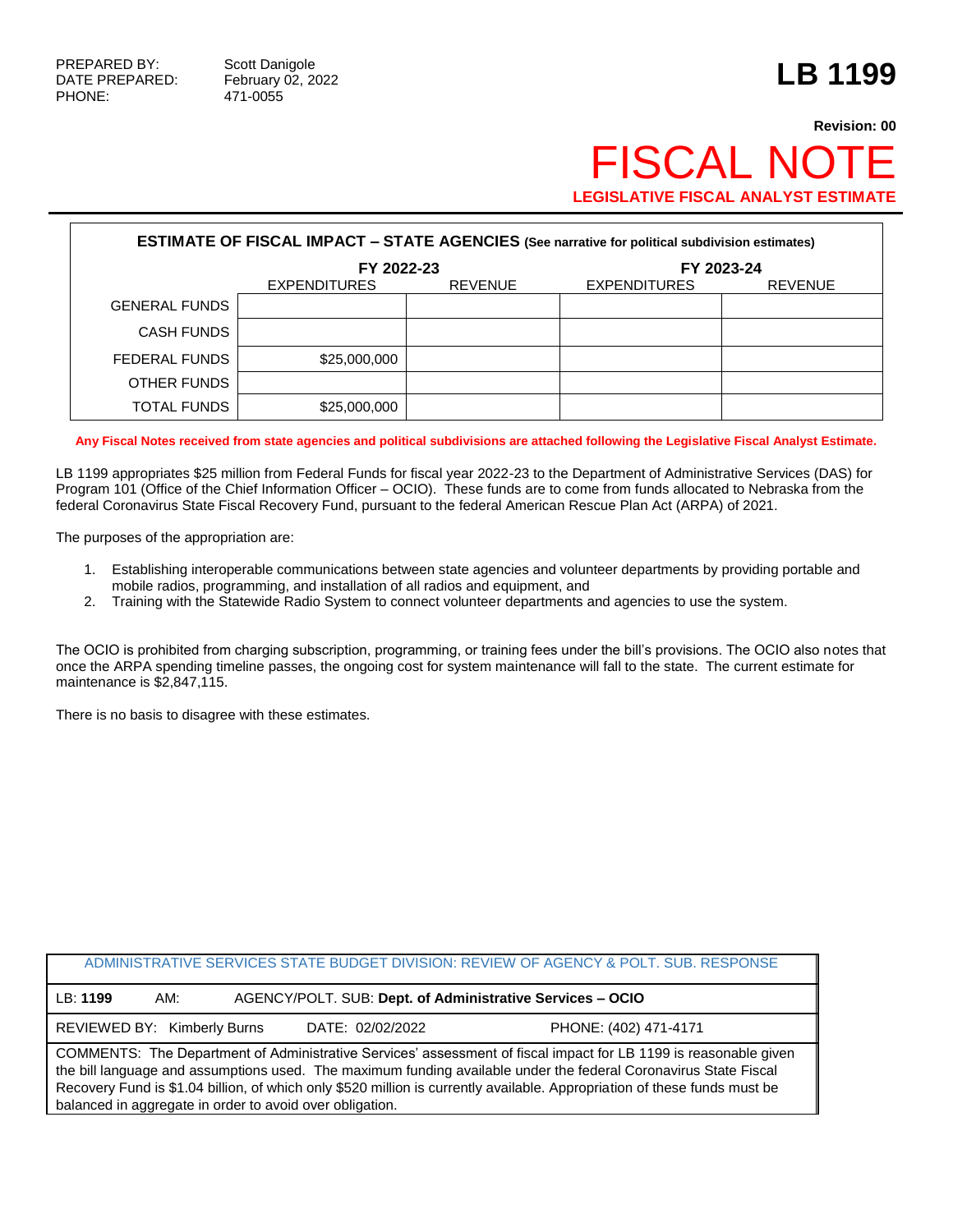PREPARED BY: Scott Danigole
DATE PREPARED: February 02, 2022
PHONE: 471-0055

# LB 1199

**Revision: 00**

# FISCAL NOTE

**LEGISLATIVE FISCAL ANALYST ESTIMATE**

| ESTIMATE OF FISCAL IMPACT – STATE AGENCIES (See narrative for political subdivision estimates) | | | | |
|---|---|---|---|---|
| | FY 2022-23 | | FY 2023-24 | |
| | EXPENDITURES | REVENUE | EXPENDITURES | REVENUE |
| GENERAL FUNDS | | | | |
| CASH FUNDS | | | | |
| FEDERAL FUNDS | $25,000,000 | | | |
| OTHER FUNDS | | | | |
| TOTAL FUNDS | $25,000,000 | | | |

**Any Fiscal Notes received from state agencies and political subdivisions are attached following the Legislative Fiscal Analyst Estimate.**

LB 1199 appropriates $25 million from Federal Funds for fiscal year 2022-23 to the Department of Administrative Services (DAS) for Program 101 (Office of the Chief Information Officer – OCIO). These funds are to come from funds allocated to Nebraska from the federal Coronavirus State Fiscal Recovery Fund, pursuant to the federal American Rescue Plan Act (ARPA) of 2021.

The purposes of the appropriation are:

1. Establishing interoperable communications between state agencies and volunteer departments by providing portable and mobile radios, programming, and installation of all radios and equipment, and
2. Training with the Statewide Radio System to connect volunteer departments and agencies to use the system.

The OCIO is prohibited from charging subscription, programming, or training fees under the bill's provisions. The OCIO also notes that once the ARPA spending timeline passes, the ongoing cost for system maintenance will fall to the state. The current estimate for maintenance is $2,847,115.

There is no basis to disagree with these estimates.

| ADMINISTRATIVE SERVICES STATE BUDGET DIVISION: REVIEW OF AGENCY & POLT. SUB. RESPONSE | | |
|---|---|---|
| LB: **1199** AM: | AGENCY/POLT. SUB: **Dept. of Administrative Services – OCIO** | |
| REVIEWED BY: Kimberly Burns | DATE: 02/02/2022 | PHONE: (402) 471-4171 |
| COMMENTS: The Department of Administrative Services' assessment of fiscal impact for LB 1199 is reasonable given the bill language and assumptions used. The maximum funding available under the federal Coronavirus State Fiscal Recovery Fund is $1.04 billion, of which only $520 million is currently available. Appropriation of these funds must be balanced in aggregate in order to avoid over obligation. | | |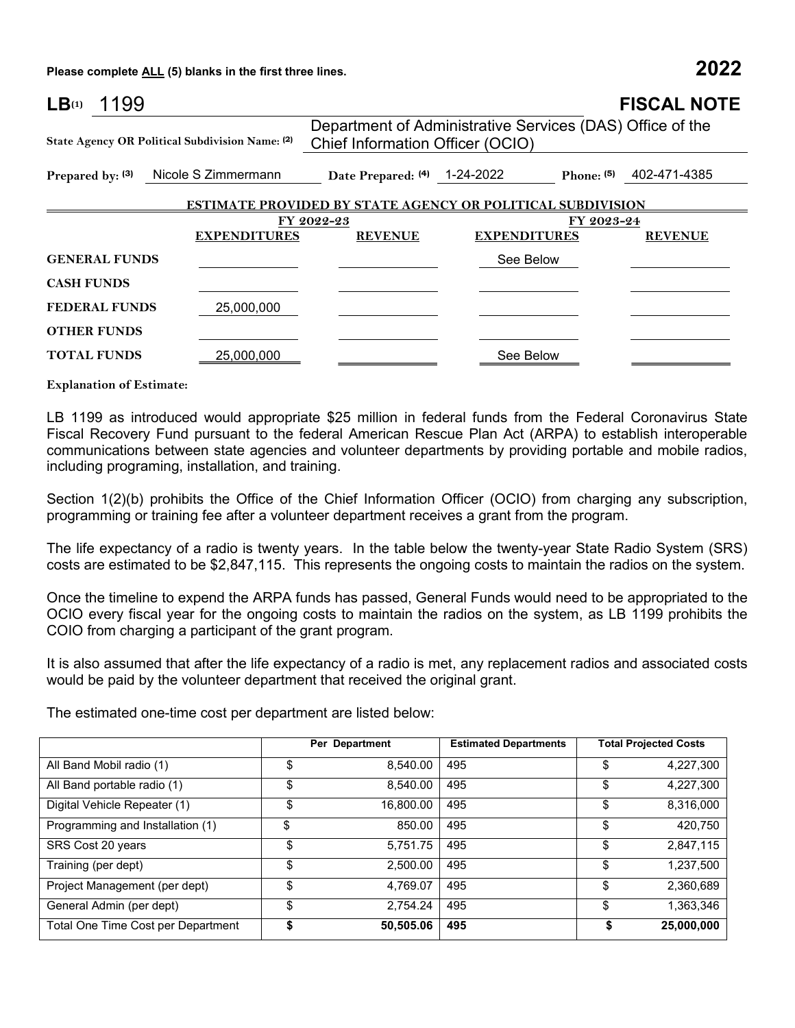Please complete ALL (5) blanks in the first three lines. **2022**

**LB**(1) 1199 **FISCAL NOTE**

**State Agency OR Political Subdivision Name:** (2) Department of Administrative Services (DAS) Office of the Chief Information Officer (OCIO)

**Prepared by:** (3) Nicole S Zimmermann **Date Prepared:** (4) 1-24-2022 **Phone:** (5) 402-471-4385

**ESTIMATE PROVIDED BY STATE AGENCY OR POLITICAL SUBDIVISION**

| | FY 2022-23 | | FY 2023-24 | |
|---|---|---|---|---|
| | **EXPENDITURES** | **REVENUE** | **EXPENDITURES** | **REVENUE** |
| **GENERAL FUNDS** | | | See Below | |
| **CASH FUNDS** | | | | |
| **FEDERAL FUNDS** | 25,000,000 | | | |
| **OTHER FUNDS** | | | | |
| **TOTAL FUNDS** | 25,000,000 | | See Below | |

**Explanation of Estimate:**

LB 1199 as introduced would appropriate $25 million in federal funds from the Federal Coronavirus State Fiscal Recovery Fund pursuant to the federal American Rescue Plan Act (ARPA) to establish interoperable communications between state agencies and volunteer departments by providing portable and mobile radios, including programing, installation, and training.

Section 1(2)(b) prohibits the Office of the Chief Information Officer (OCIO) from charging any subscription, programming or training fee after a volunteer department receives a grant from the program.

The life expectancy of a radio is twenty years. In the table below the twenty-year State Radio System (SRS) costs are estimated to be $2,847,115. This represents the ongoing costs to maintain the radios on the system.

Once the timeline to expend the ARPA funds has passed, General Funds would need to be appropriated to the OCIO every fiscal year for the ongoing costs to maintain the radios on the system, as LB 1199 prohibits the COIO from charging a participant of the grant program.

It is also assumed that after the life expectancy of a radio is met, any replacement radios and associated costs would be paid by the volunteer department that received the original grant.

The estimated one-time cost per department are listed below:

| | Per Department | Estimated Departments | Total Projected Costs |
|---|---|---|---|
| All Band Mobil radio (1) | $ 8,540.00 | 495 | $ 4,227,300 |
| All Band portable radio (1) | $ 8,540.00 | 495 | $ 4,227,300 |
| Digital Vehicle Repeater (1) | $ 16,800.00 | 495 | $ 8,316,000 |
| Programming and Installation (1) | $ 850.00 | 495 | $ 420,750 |
| SRS Cost 20 years | $ 5,751.75 | 495 | $ 2,847,115 |
| Training (per dept) | $ 2,500.00 | 495 | $ 1,237,500 |
| Project Management (per dept) | $ 4,769.07 | 495 | $ 2,360,689 |
| General Admin (per dept) | $ 2,754.24 | 495 | $ 1,363,346 |
| Total One Time Cost per Department | **$ 50,505.06** | **495** | **$ 25,000,000** |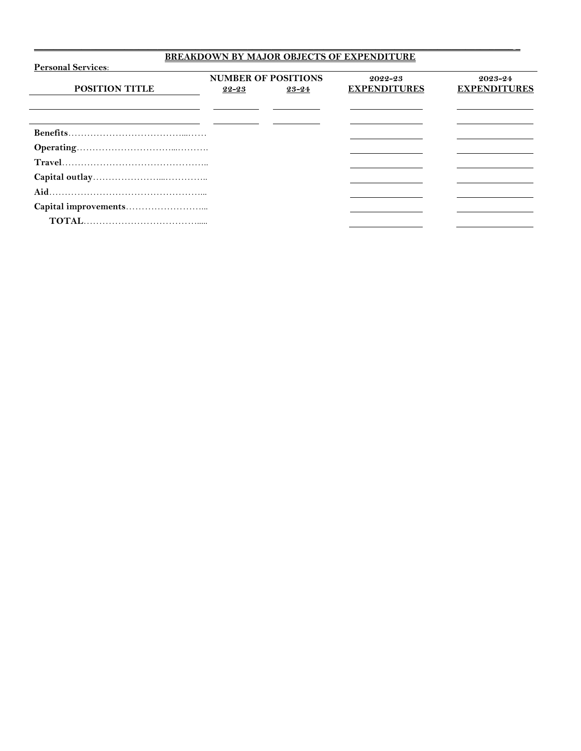## BREAKDOWN BY MAJOR OBJECTS OF EXPENDITURE

**Personal Services**:

| POSITION TITLE | NUMBER OF POSITIONS 22-23 | 23-24 | 2022-23 EXPENDITURES | 2023-24 EXPENDITURES |
|---|---|---|---|---|
| | | | | |
| | | | | |
| **Benefits**………………………………...…… | | | | |
| **Operating**…………………………...………. | | | | |
| **Travel**……………………………………….. | | | | |
| **Capital outlay**…………………...………….. | | | | |
| **Aid**…………………………………………... | | | | |
| **Capital improvements**……………………... | | | | |
| **TOTAL**………………………………..... | | | | |